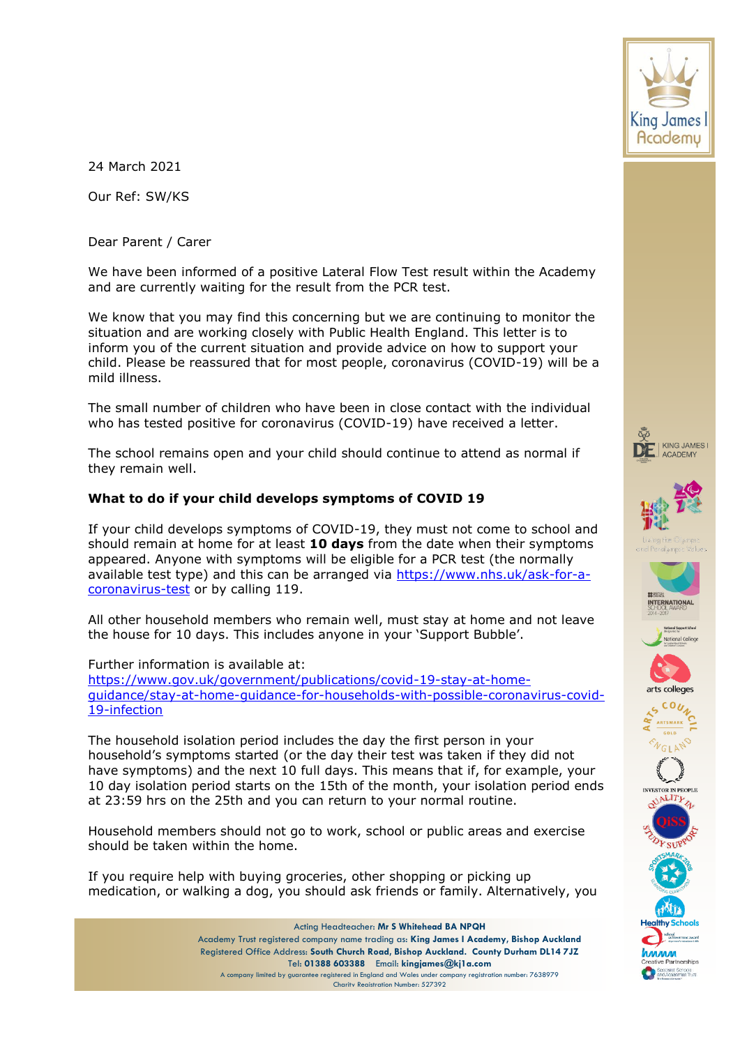24 March 2021

Our Ref: SW/KS

Dear Parent / Carer

We have been informed of a positive Lateral Flow Test result within the Academy and are currently waiting for the result from the PCR test.

We know that you may find this concerning but we are continuing to monitor the situation and are working closely with Public Health England. This letter is to inform you of the current situation and provide advice on how to support your child. Please be reassured that for most people, coronavirus (COVID-19) will be a mild illness.

The small number of children who have been in close contact with the individual who has tested positive for coronavirus (COVID-19) have received a letter.

The school remains open and your child should continue to attend as normal if they remain well.

**What to do if your child develops symptoms of COVID 19**

If your child develops symptoms of COVID-19, they must not come to school and should remain at home for at least **10 days** from the date when their symptoms appeared. Anyone with symptoms will be eligible for a PCR test (the normally available test type) and this can be arranged via https://www.nhs.uk/ask-for-a-coronavirus-test or by calling 119.

All other household members who remain well, must stay at home and not leave the house for 10 days. This includes anyone in your 'Support Bubble'.

Further information is available at:
https://www.gov.uk/government/publications/covid-19-stay-at-home-guidance/stay-at-home-guidance-for-households-with-possible-coronavirus-covid-19-infection

The household isolation period includes the day the first person in your household's symptoms started (or the day their test was taken if they did not have symptoms) and the next 10 full days. This means that if, for example, your 10 day isolation period starts on the 15th of the month, your isolation period ends at 23:59 hrs on the 25th and you can return to your normal routine.

Household members should not go to work, school or public areas and exercise should be taken within the home.

If you require help with buying groceries, other shopping or picking up medication, or walking a dog, you should ask friends or family. Alternatively, you

Acting Headteacher: **Mr S Whitehead BA NPQH**
Academy Trust registered company name trading as: **King James I Academy, Bishop Auckland**
Registered Office Address: **South Church Road, Bishop Auckland. County Durham DL14 7JZ**
Tel: **01388 603388** Email: **kingjames@kj1a.com**
A company limited by guarantee registered in England and Wales under company registration number: 7638979
Charity Registration Number: 527392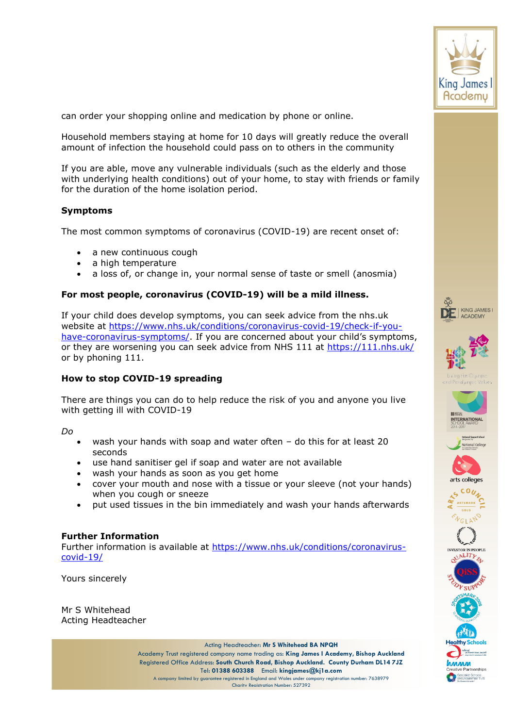can order your shopping online and medication by phone or online.

Household members staying at home for 10 days will greatly reduce the overall amount of infection the household could pass on to others in the community

If you are able, move any vulnerable individuals (such as the elderly and those with underlying health conditions) out of your home, to stay with friends or family for the duration of the home isolation period.

**Symptoms**

The most common symptoms of coronavirus (COVID-19) are recent onset of:

- a new continuous cough
- a high temperature
- a loss of, or change in, your normal sense of taste or smell (anosmia)

**For most people, coronavirus (COVID-19) will be a mild illness.**

If your child does develop symptoms, you can seek advice from the nhs.uk website at https://www.nhs.uk/conditions/coronavirus-covid-19/check-if-you-have-coronavirus-symptoms/. If you are concerned about your child's symptoms, or they are worsening you can seek advice from NHS 111 at https://111.nhs.uk/ or by phoning 111.

**How to stop COVID-19 spreading**

There are things you can do to help reduce the risk of you and anyone you live with getting ill with COVID-19

*Do*

- wash your hands with soap and water often – do this for at least 20 seconds
- use hand sanitiser gel if soap and water are not available
- wash your hands as soon as you get home
- cover your mouth and nose with a tissue or your sleeve (not your hands) when you cough or sneeze
- put used tissues in the bin immediately and wash your hands afterwards

**Further Information**

Further information is available at https://www.nhs.uk/conditions/coronavirus-covid-19/

Yours sincerely

Mr S Whitehead
Acting Headteacher

Acting Headteacher: **Mr S Whitehead BA NPQH**
Academy Trust registered company name trading as: **King James I Academy, Bishop Auckland**
Registered Office Address: **South Church Road, Bishop Auckland. County Durham DL14 7JZ**
Tel: **01388 603388** Email: **kingjames@kj1a.com**
A company limited by guarantee registered in England and Wales under company registration number: 7638979
Charity Registration Number: 527392